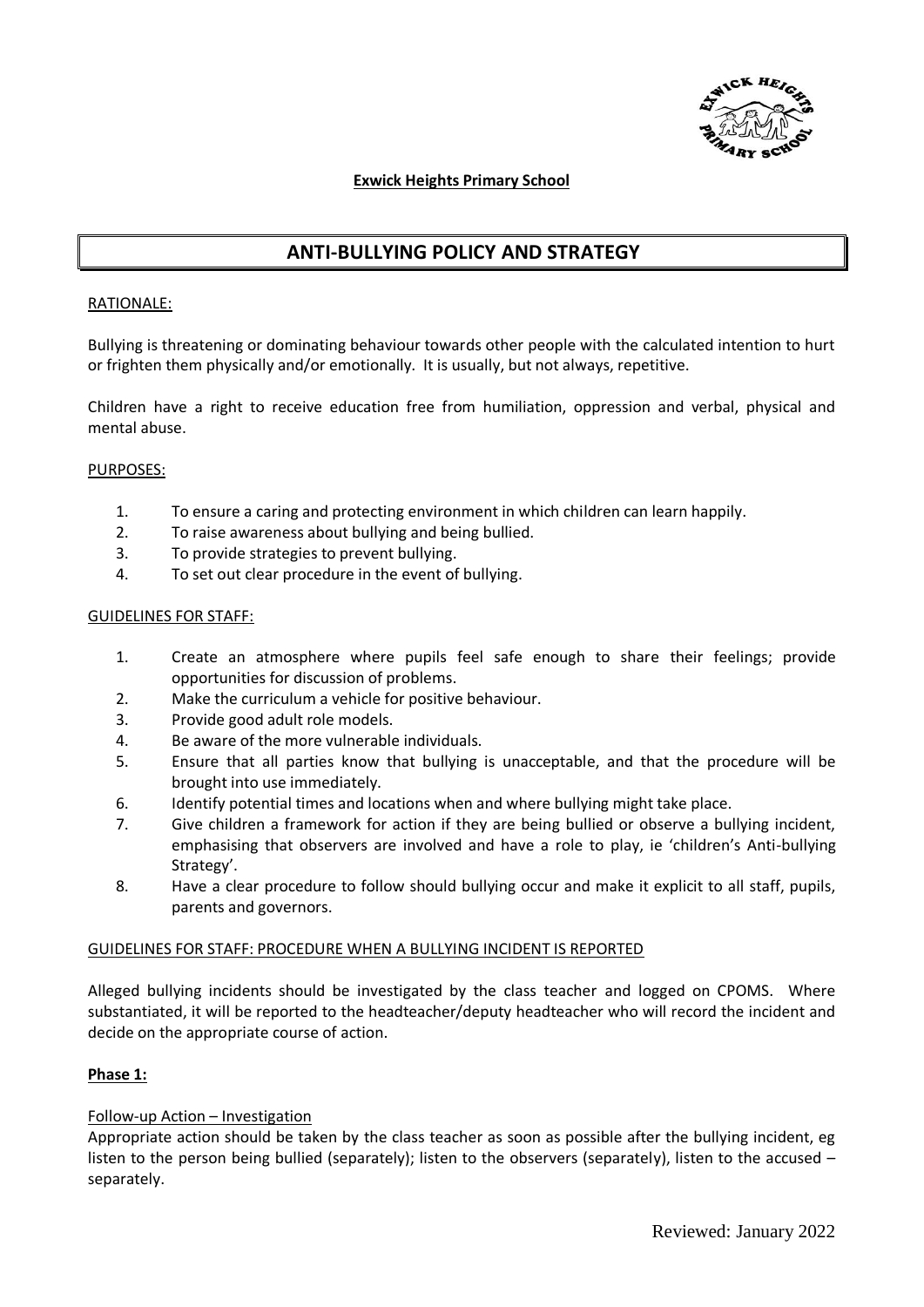**Exwick Heights Primary School**

# ANTI-BULLYING POLICY AND STRATEGY

## RATIONALE:

Bullying is threatening or dominating behaviour towards other people with the calculated intention to hurt or frighten them physically and/or emotionally. It is usually, but not always, repetitive.

Children have a right to receive education free from humiliation, oppression and verbal, physical and mental abuse.

## PURPOSES:

1. To ensure a caring and protecting environment in which children can learn happily.
2. To raise awareness about bullying and being bullied.
3. To provide strategies to prevent bullying.
4. To set out clear procedure in the event of bullying.

## GUIDELINES FOR STAFF:

1. Create an atmosphere where pupils feel safe enough to share their feelings; provide opportunities for discussion of problems.
2. Make the curriculum a vehicle for positive behaviour.
3. Provide good adult role models.
4. Be aware of the more vulnerable individuals.
5. Ensure that all parties know that bullying is unacceptable, and that the procedure will be brought into use immediately.
6. Identify potential times and locations when and where bullying might take place.
7. Give children a framework for action if they are being bullied or observe a bullying incident, emphasising that observers are involved and have a role to play, ie 'children's Anti-bullying Strategy'.
8. Have a clear procedure to follow should bullying occur and make it explicit to all staff, pupils, parents and governors.

## GUIDELINES FOR STAFF: PROCEDURE WHEN A BULLYING INCIDENT IS REPORTED

Alleged bullying incidents should be investigated by the class teacher and logged on CPOMS. Where substantiated, it will be reported to the headteacher/deputy headteacher who will record the incident and decide on the appropriate course of action.

### Phase 1:

Follow-up Action – Investigation

Appropriate action should be taken by the class teacher as soon as possible after the bullying incident, eg listen to the person being bullied (separately); listen to the observers (separately), listen to the accused – separately.

Reviewed: January 2022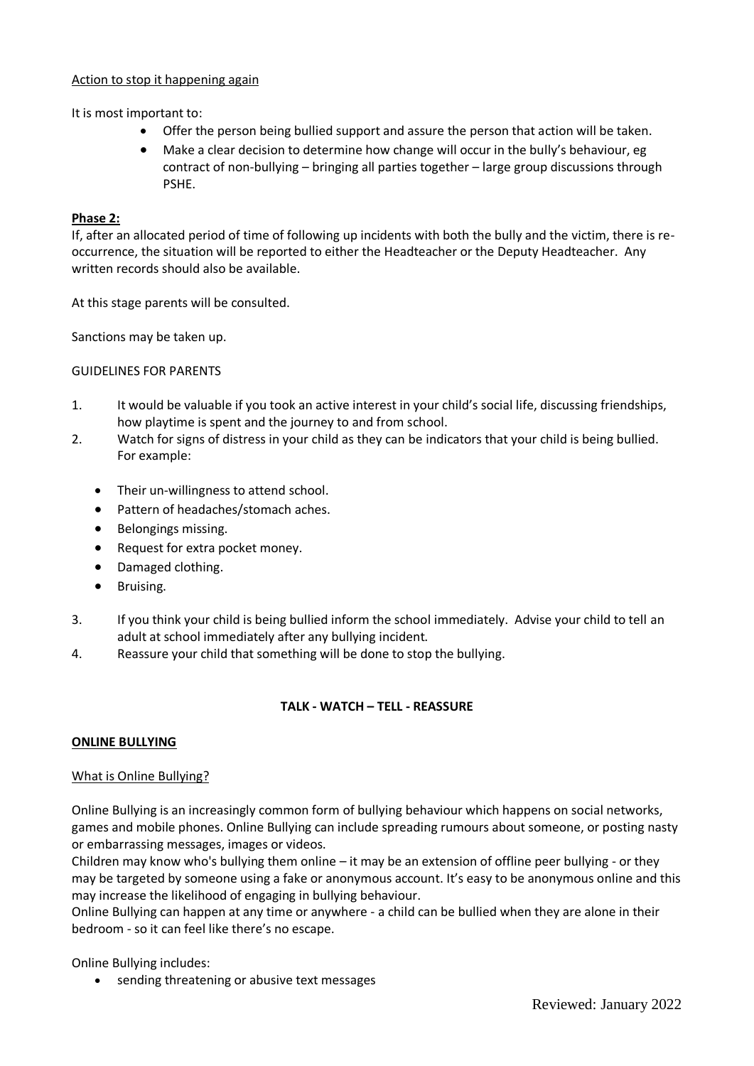Action to stop it happening again

It is most important to:

- Offer the person being bullied support and assure the person that action will be taken.
- Make a clear decision to determine how change will occur in the bully's behaviour, eg contract of non-bullying – bringing all parties together – large group discussions through PSHE.

**Phase 2:**

If, after an allocated period of time of following up incidents with both the bully and the victim, there is re-occurrence, the situation will be reported to either the Headteacher or the Deputy Headteacher. Any written records should also be available.

At this stage parents will be consulted.

Sanctions may be taken up.

GUIDELINES FOR PARENTS

1. It would be valuable if you took an active interest in your child's social life, discussing friendships, how playtime is spent and the journey to and from school.
2. Watch for signs of distress in your child as they can be indicators that your child is being bullied. For example:
   - Their un-willingness to attend school.
   - Pattern of headaches/stomach aches.
   - Belongings missing.
   - Request for extra pocket money.
   - Damaged clothing.
   - Bruising.
3. If you think your child is being bullied inform the school immediately. Advise your child to tell an adult at school immediately after any bullying incident.
4. Reassure your child that something will be done to stop the bullying.

**TALK - WATCH – TELL - REASSURE**

**ONLINE BULLYING**

What is Online Bullying?

Online Bullying is an increasingly common form of bullying behaviour which happens on social networks, games and mobile phones. Online Bullying can include spreading rumours about someone, or posting nasty or embarrassing messages, images or videos.

Children may know who's bullying them online – it may be an extension of offline peer bullying - or they may be targeted by someone using a fake or anonymous account. It's easy to be anonymous online and this may increase the likelihood of engaging in bullying behaviour.

Online Bullying can happen at any time or anywhere - a child can be bullied when they are alone in their bedroom - so it can feel like there's no escape.

Online Bullying includes:

- sending threatening or abusive text messages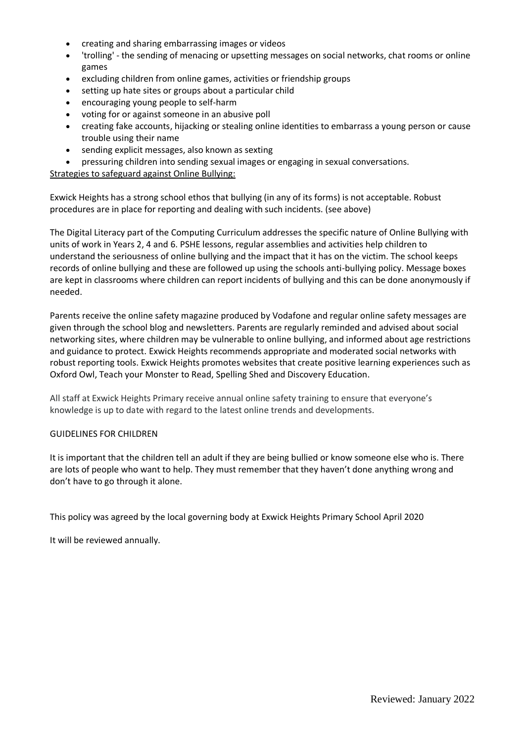- creating and sharing embarrassing images or videos
- 'trolling' - the sending of menacing or upsetting messages on social networks, chat rooms or online games
- excluding children from online games, activities or friendship groups
- setting up hate sites or groups about a particular child
- encouraging young people to self-harm
- voting for or against someone in an abusive poll
- creating fake accounts, hijacking or stealing online identities to embarrass a young person or cause trouble using their name
- sending explicit messages, also known as sexting
- pressuring children into sending sexual images or engaging in sexual conversations.

<u>Strategies to safeguard against Online Bullying:</u>

Exwick Heights has a strong school ethos that bullying (in any of its forms) is not acceptable. Robust procedures are in place for reporting and dealing with such incidents. (see above)

The Digital Literacy part of the Computing Curriculum addresses the specific nature of Online Bullying with units of work in Years 2, 4 and 6. PSHE lessons, regular assemblies and activities help children to understand the seriousness of online bullying and the impact that it has on the victim. The school keeps records of online bullying and these are followed up using the schools anti-bullying policy. Message boxes are kept in classrooms where children can report incidents of bullying and this can be done anonymously if needed.

Parents receive the online safety magazine produced by Vodafone and regular online safety messages are given through the school blog and newsletters. Parents are regularly reminded and advised about social networking sites, where children may be vulnerable to online bullying, and informed about age restrictions and guidance to protect. Exwick Heights recommends appropriate and moderated social networks with robust reporting tools. Exwick Heights promotes websites that create positive learning experiences such as Oxford Owl, Teach your Monster to Read, Spelling Shed and Discovery Education.

All staff at Exwick Heights Primary receive annual online safety training to ensure that everyone's knowledge is up to date with regard to the latest online trends and developments.

GUIDELINES FOR CHILDREN

It is important that the children tell an adult if they are being bullied or know someone else who is. There are lots of people who want to help. They must remember that they haven't done anything wrong and don't have to go through it alone.

This policy was agreed by the local governing body at Exwick Heights Primary School April 2020

It will be reviewed annually.

Reviewed: January 2022